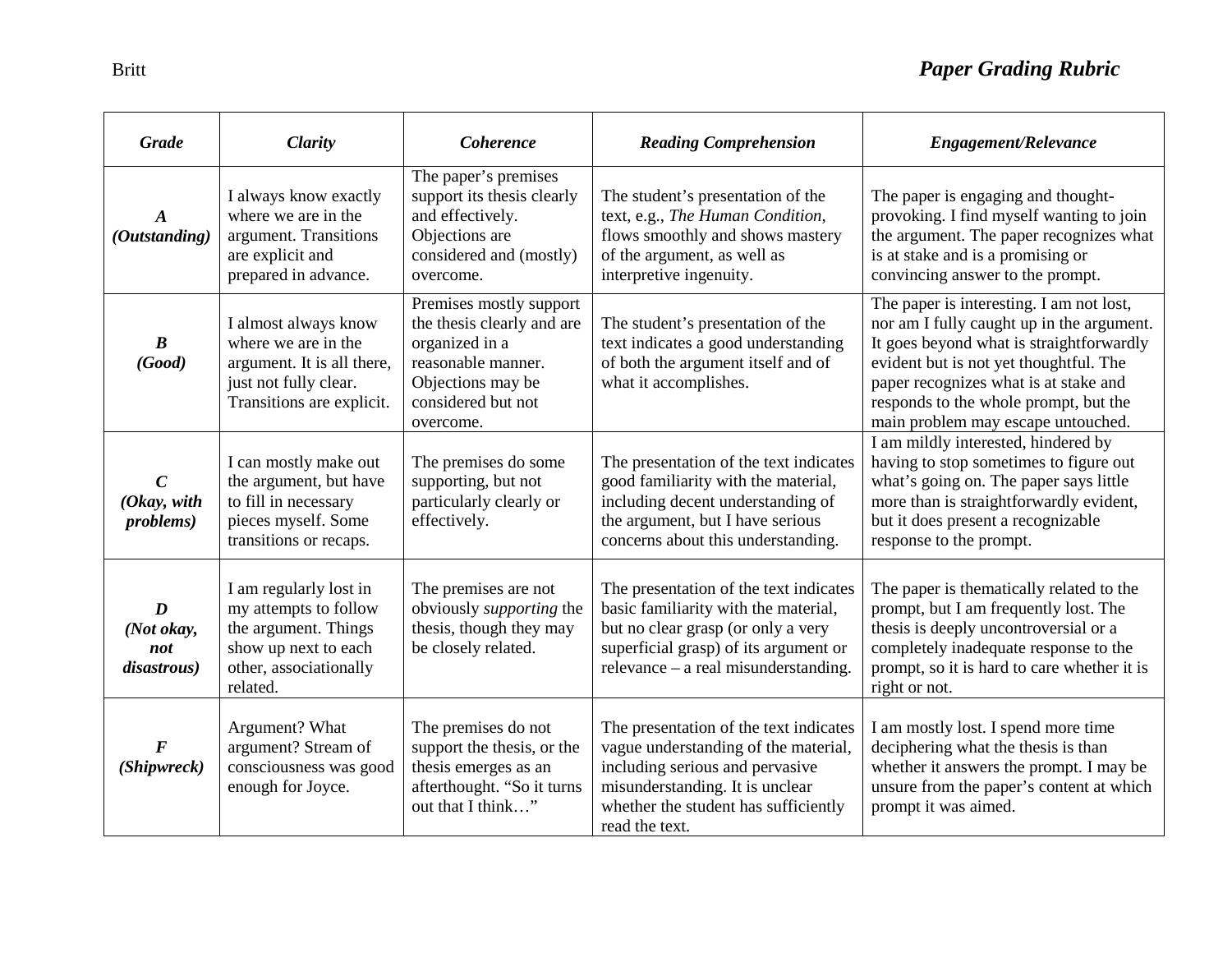# *Paper Grading Rubric*

| *Grade* | *Clarity* | *Coherence* | *Reading Comprehension* | *Engagement/Relevance* |
|---|---|---|---|---|
| ***A (Outstanding)*** | I always know exactly where we are in the argument. Transitions are explicit and prepared in advance. | The paper's premises support its thesis clearly and effectively. Objections are considered and (mostly) overcome. | The student's presentation of the text, e.g., *The Human Condition*, flows smoothly and shows mastery of the argument, as well as interpretive ingenuity. | The paper is engaging and thought-provoking. I find myself wanting to join the argument. The paper recognizes what is at stake and is a promising or convincing answer to the prompt. |
| ***B (Good)*** | I almost always know where we are in the argument. It is all there, just not fully clear. Transitions are explicit. | Premises mostly support the thesis clearly and are organized in a reasonable manner. Objections may be considered but not overcome. | The student's presentation of the text indicates a good understanding of both the argument itself and of what it accomplishes. | The paper is interesting. I am not lost, nor am I fully caught up in the argument. It goes beyond what is straightforwardly evident but is not yet thoughtful. The paper recognizes what is at stake and responds to the whole prompt, but the main problem may escape untouched. |
| ***C (Okay, with problems)*** | I can mostly make out the argument, but have to fill in necessary pieces myself. Some transitions or recaps. | The premises do some supporting, but not particularly clearly or effectively. | The presentation of the text indicates good familiarity with the material, including decent understanding of the argument, but I have serious concerns about this understanding. | I am mildly interested, hindered by having to stop sometimes to figure out what's going on. The paper says little more than is straightforwardly evident, but it does present a recognizable response to the prompt. |
| ***D (Not okay, not disastrous)*** | I am regularly lost in my attempts to follow the argument. Things show up next to each other, associationally related. | The premises are not obviously *supporting* the thesis, though they may be closely related. | The presentation of the text indicates basic familiarity with the material, but no clear grasp (or only a very superficial grasp) of its argument or relevance – a real misunderstanding. | The paper is thematically related to the prompt, but I am frequently lost. The thesis is deeply uncontroversial or a completely inadequate response to the prompt, so it is hard to care whether it is right or not. |
| ***F (Shipwreck)*** | Argument? What argument? Stream of consciousness was good enough for Joyce. | The premises do not support the thesis, or the thesis emerges as an afterthought. "So it turns out that I think…" | The presentation of the text indicates vague understanding of the material, including serious and pervasive misunderstanding. It is unclear whether the student has sufficiently read the text. | I am mostly lost. I spend more time deciphering what the thesis is than whether it answers the prompt. I may be unsure from the paper's content at which prompt it was aimed. |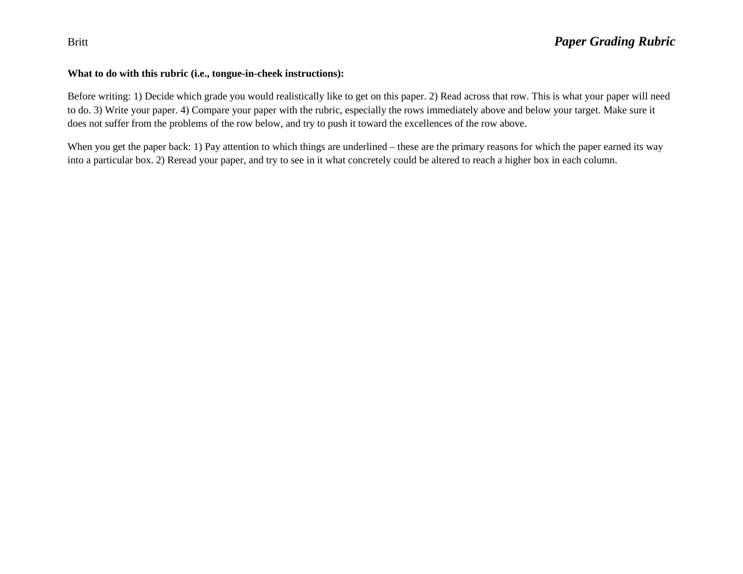**What to do with this rubric (i.e., tongue-in-cheek instructions):**

Before writing: 1) Decide which grade you would realistically like to get on this paper. 2) Read across that row. This is what your paper will need to do. 3) Write your paper. 4) Compare your paper with the rubric, especially the rows immediately above and below your target. Make sure it does not suffer from the problems of the row below, and try to push it toward the excellences of the row above.

When you get the paper back: 1) Pay attention to which things are underlined – these are the primary reasons for which the paper earned its way into a particular box. 2) Reread your paper, and try to see in it what concretely could be altered to reach a higher box in each column.